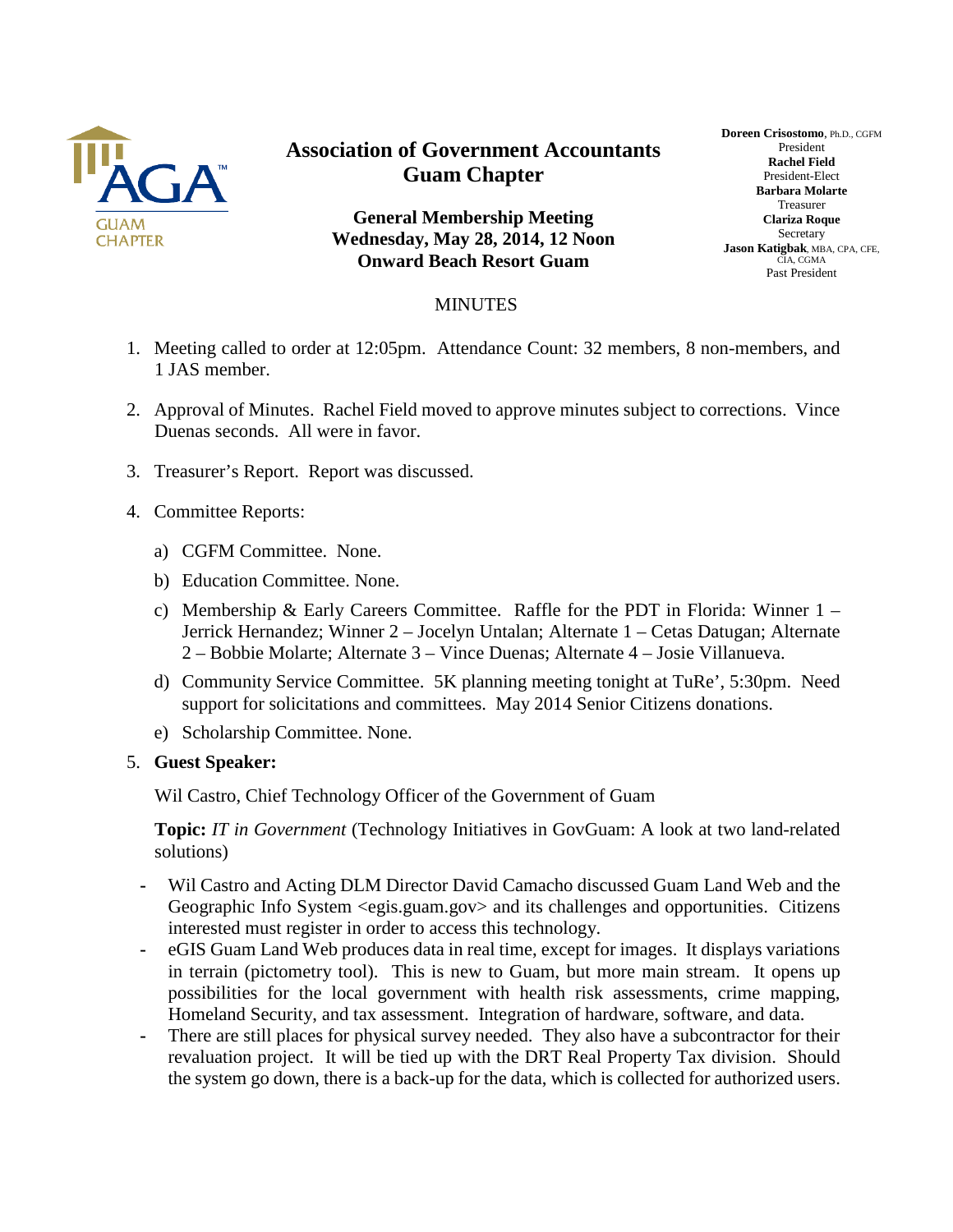# Association of Government Accountants Guam Chapter

**General Membership Meeting**
**Wednesday, May 28, 2014, 12 Noon**
**Onward Beach Resort Guam**

**Doreen Crisostomo**, Ph.D., CGFM
President
**Rachel Field**
President-Elect
**Barbara Molarte**
Treasurer
**Clariza Roque**
Secretary
**Jason Katigbak**, MBA, CPA, CFE, CIA, CGMA
Past President

MINUTES

1. Meeting called to order at 12:05pm. Attendance Count: 32 members, 8 non-members, and 1 JAS member.

2. Approval of Minutes. Rachel Field moved to approve minutes subject to corrections. Vince Duenas seconds. All were in favor.

3. Treasurer's Report. Report was discussed.

4. Committee Reports:

   a) CGFM Committee. None.

   b) Education Committee. None.

   c) Membership & Early Careers Committee. Raffle for the PDT in Florida: Winner 1 – Jerrick Hernandez; Winner 2 – Jocelyn Untalan; Alternate 1 – Cetas Datugan; Alternate 2 – Bobbie Molarte; Alternate 3 – Vince Duenas; Alternate 4 – Josie Villanueva.

   d) Community Service Committee. 5K planning meeting tonight at TuRe', 5:30pm. Need support for solicitations and committees. May 2014 Senior Citizens donations.

   e) Scholarship Committee. None.

5. **Guest Speaker:**

   Wil Castro, Chief Technology Officer of the Government of Guam

   **Topic:** *IT in Government* (Technology Initiatives in GovGuam: A look at two land-related solutions)

   - Wil Castro and Acting DLM Director David Camacho discussed Guam Land Web and the Geographic Info System <egis.guam.gov> and its challenges and opportunities. Citizens interested must register in order to access this technology.
   - eGIS Guam Land Web produces data in real time, except for images. It displays variations in terrain (pictometry tool). This is new to Guam, but more main stream. It opens up possibilities for the local government with health risk assessments, crime mapping, Homeland Security, and tax assessment. Integration of hardware, software, and data.
   - There are still places for physical survey needed. They also have a subcontractor for their revaluation project. It will be tied up with the DRT Real Property Tax division. Should the system go down, there is a back-up for the data, which is collected for authorized users.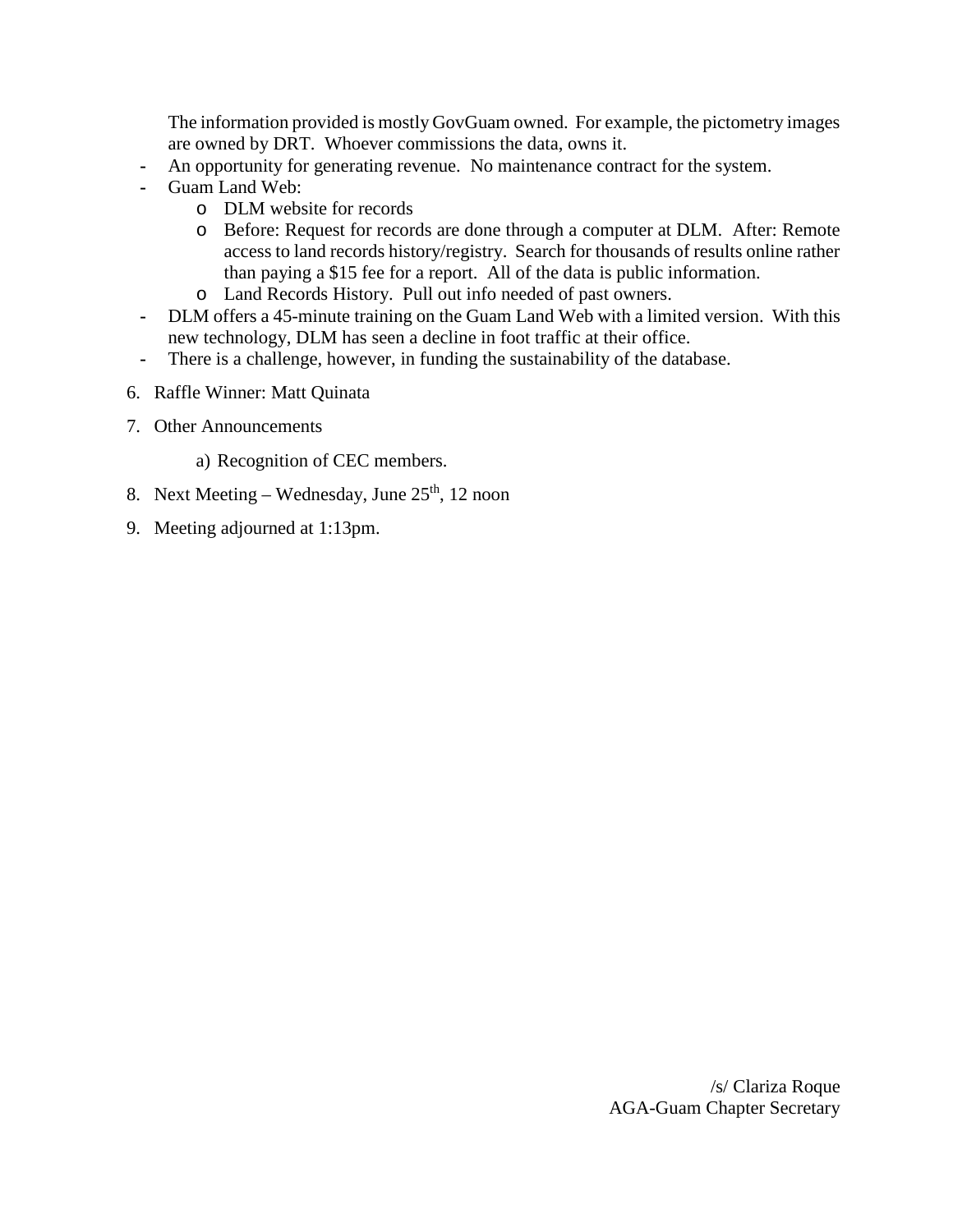The information provided is mostly GovGuam owned. For example, the pictometry images are owned by DRT. Whoever commissions the data, owns it.

- An opportunity for generating revenue. No maintenance contract for the system.
- Guam Land Web:
  - DLM website for records
  - Before: Request for records are done through a computer at DLM. After: Remote access to land records history/registry. Search for thousands of results online rather than paying a $15 fee for a report. All of the data is public information.
  - Land Records History. Pull out info needed of past owners.
- DLM offers a 45-minute training on the Guam Land Web with a limited version. With this new technology, DLM has seen a decline in foot traffic at their office.
- There is a challenge, however, in funding the sustainability of the database.

6. Raffle Winner: Matt Quinata

7. Other Announcements

   a) Recognition of CEC members.

8. Next Meeting – Wednesday, June 25th, 12 noon

9. Meeting adjourned at 1:13pm.

/s/ Clariza Roque
AGA-Guam Chapter Secretary